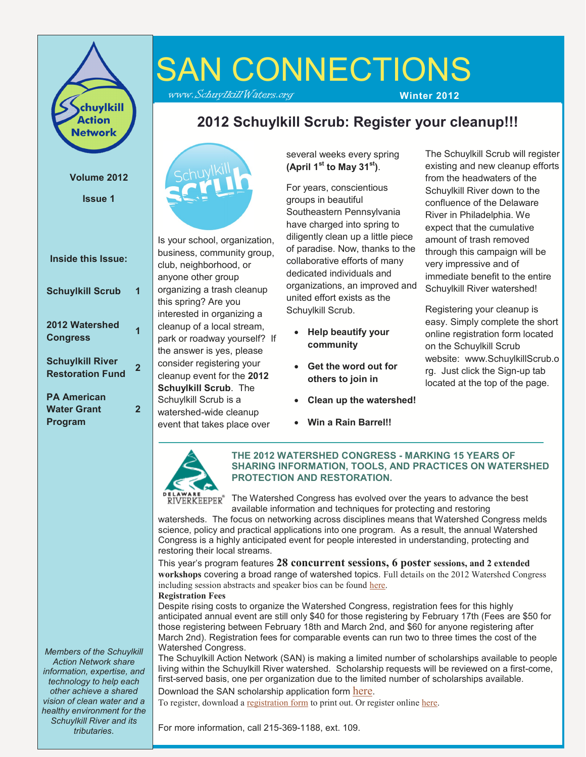# SAN CONNECTIONS

www.SchuylkillWaters.org

**Winter 2012**

**Volume 2012**

**Issue 1**

**Inside this Issue:**

| | |
|---|---|
| **Schuylkill Scrub** | **1** |
| **2012 Watershed Congress** | **1** |
| **Schuylkill River Restoration Fund** | **2** |
| **PA American Water Grant Program** | **2** |

*Members of the Schuylkill Action Network share information, expertise, and technology to help each other achieve a shared vision of clean water and a healthy environment for the Schuylkill River and its tributaries.*

## 2012 Schuylkill Scrub: Register your cleanup!!!

Is your school, organization, business, community group, club, neighborhood, or anyone other group organizing a trash cleanup this spring? Are you interested in organizing a cleanup of a local stream, park or roadway yourself? If the answer is yes, please consider registering your cleanup event for the **2012 Schuylkill Scrub**. The Schuylkill Scrub is a watershed-wide cleanup event that takes place over several weeks every spring **(April 1st to May 31st)**.

For years, conscientious groups in beautiful Southeastern Pennsylvania have charged into spring to diligently clean up a little piece of paradise. Now, thanks to the collaborative efforts of many dedicated individuals and organizations, an improved and united effort exists as the Schuylkill Scrub.

- **Help beautify your community**
- **Get the word out for others to join in**
- **Clean up the watershed!**
- **Win a Rain Barrel!!**

The Schuylkill Scrub will register existing and new cleanup efforts from the headwaters of the Schuylkill River down to the confluence of the Delaware River in Philadelphia. We expect that the cumulative amount of trash removed through this campaign will be very impressive and of immediate benefit to the entire Schuylkill River watershed!

Registering your cleanup is easy. Simply complete the short online registration form located on the Schuylkill Scrub website: www.SchuylkillScrub.org. Just click the Sign-up tab located at the top of the page.

### THE 2012 WATERSHED CONGRESS - MARKING 15 YEARS OF SHARING INFORMATION, TOOLS, AND PRACTICES ON WATERSHED PROTECTION AND RESTORATION.

The Watershed Congress has evolved over the years to advance the best available information and techniques for protecting and restoring watersheds. The focus on networking across disciplines means that Watershed Congress melds science, policy and practical applications into one program. As a result, the annual Watershed Congress is a highly anticipated event for people interested in understanding, protecting and restoring their local streams.

This year's program features **28 concurrent sessions, 6 poster sessions, and 2 extended workshops** covering a broad range of watershed topics. Full details on the 2012 Watershed Congress including session abstracts and speaker bios can be found here.

**Registration Fees**

Despite rising costs to organize the Watershed Congress, registration fees for this highly anticipated annual event are still only $40 for those registering by February 17th (Fees are $50 for those registering between February 18th and March 2nd, and $60 for anyone registering after March 2nd). Registration fees for comparable events can run two to three times the cost of the Watershed Congress.

The Schuylkill Action Network (SAN) is making a limited number of scholarships available to people living within the Schuylkill River watershed. Scholarship requests will be reviewed on a first-come, first-served basis, one per organization due to the limited number of scholarships available.

Download the SAN scholarship application form here.

To register, download a registration form to print out. Or register online here.

For more information, call 215-369-1188, ext. 109.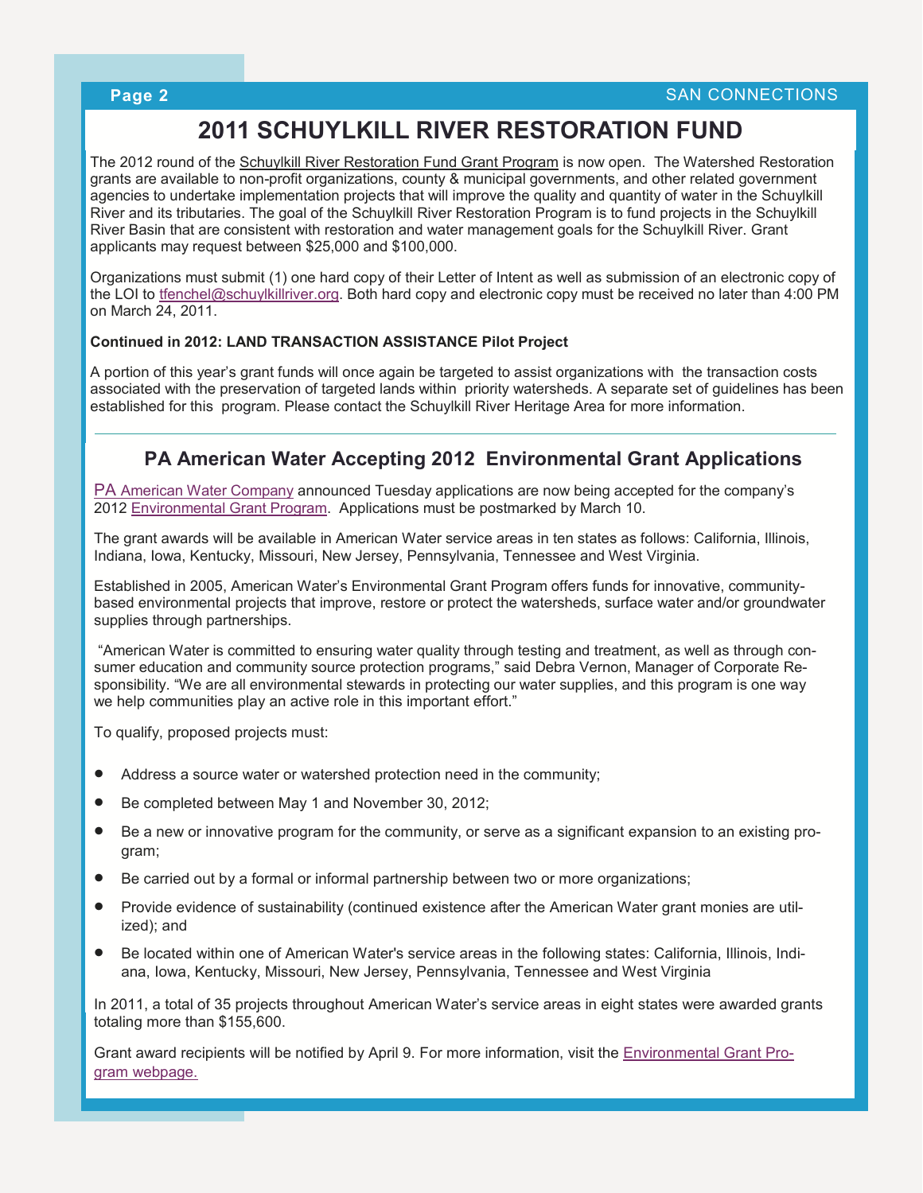## 2011 SCHUYLKILL RIVER RESTORATION FUND

The 2012 round of the Schuylkill River Restoration Fund Grant Program is now open. The Watershed Restoration grants are available to non-profit organizations, county & municipal governments, and other related government agencies to undertake implementation projects that will improve the quality and quantity of water in the Schuylkill River and its tributaries. The goal of the Schuylkill River Restoration Program is to fund projects in the Schuylkill River Basin that are consistent with restoration and water management goals for the Schuylkill River. Grant applicants may request between $25,000 and $100,000.

Organizations must submit (1) one hard copy of their Letter of Intent as well as submission of an electronic copy of the LOI to tfenchel@schuylkillriver.org. Both hard copy and electronic copy must be received no later than 4:00 PM on March 24, 2011.

**Continued in 2012: LAND TRANSACTION ASSISTANCE Pilot Project**

A portion of this year's grant funds will once again be targeted to assist organizations with the transaction costs associated with the preservation of targeted lands within priority watersheds. A separate set of guidelines has been established for this program. Please contact the Schuylkill River Heritage Area for more information.

---

## PA American Water Accepting 2012 Environmental Grant Applications

PA American Water Company announced Tuesday applications are now being accepted for the company's 2012 Environmental Grant Program. Applications must be postmarked by March 10.

The grant awards will be available in American Water service areas in ten states as follows: California, Illinois, Indiana, Iowa, Kentucky, Missouri, New Jersey, Pennsylvania, Tennessee and West Virginia.

Established in 2005, American Water's Environmental Grant Program offers funds for innovative, community-based environmental projects that improve, restore or protect the watersheds, surface water and/or groundwater supplies through partnerships.

"American Water is committed to ensuring water quality through testing and treatment, as well as through consumer education and community source protection programs," said Debra Vernon, Manager of Corporate Responsibility. "We are all environmental stewards in protecting our water supplies, and this program is one way we help communities play an active role in this important effort."

To qualify, proposed projects must:

- Address a source water or watershed protection need in the community;
- Be completed between May 1 and November 30, 2012;
- Be a new or innovative program for the community, or serve as a significant expansion to an existing program;
- Be carried out by a formal or informal partnership between two or more organizations;
- Provide evidence of sustainability (continued existence after the American Water grant monies are utilized); and
- Be located within one of American Water's service areas in the following states: California, Illinois, Indiana, Iowa, Kentucky, Missouri, New Jersey, Pennsylvania, Tennessee and West Virginia

In 2011, a total of 35 projects throughout American Water's service areas in eight states were awarded grants totaling more than $155,600.

Grant award recipients will be notified by April 9. For more information, visit the Environmental Grant Program webpage.